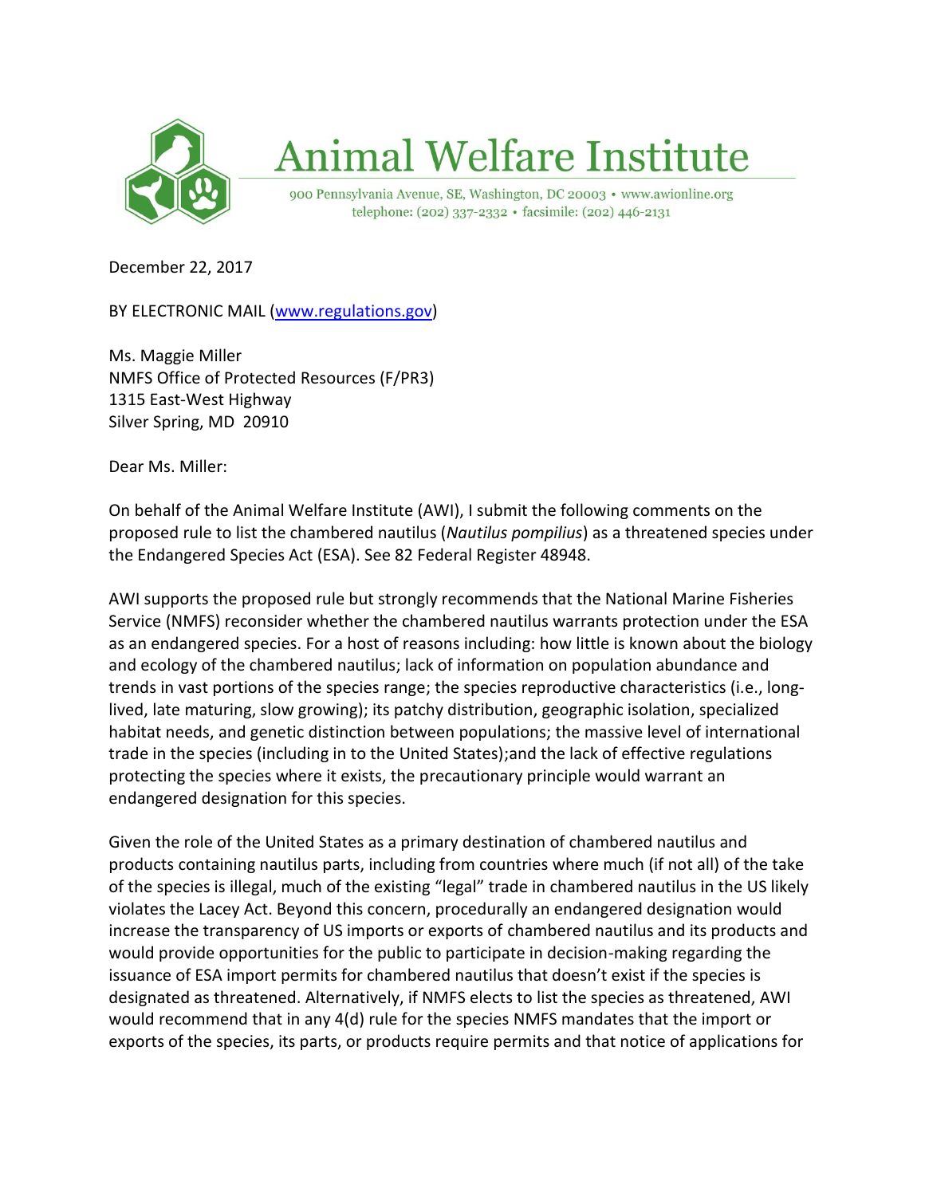# Animal Welfare Institute

900 Pennsylvania Avenue, SE, Washington, DC 20003 • www.awionline.org
telephone: (202) 337-2332 • facsimile: (202) 446-2131

December 22, 2017

BY ELECTRONIC MAIL (www.regulations.gov)

Ms. Maggie Miller
NMFS Office of Protected Resources (F/PR3)
1315 East-West Highway
Silver Spring, MD 20910

Dear Ms. Miller:

On behalf of the Animal Welfare Institute (AWI), I submit the following comments on the proposed rule to list the chambered nautilus (*Nautilus pompilius*) as a threatened species under the Endangered Species Act (ESA). See 82 Federal Register 48948.

AWI supports the proposed rule but strongly recommends that the National Marine Fisheries Service (NMFS) reconsider whether the chambered nautilus warrants protection under the ESA as an endangered species. For a host of reasons including: how little is known about the biology and ecology of the chambered nautilus; lack of information on population abundance and trends in vast portions of the species range; the species reproductive characteristics (i.e., long-lived, late maturing, slow growing); its patchy distribution, geographic isolation, specialized habitat needs, and genetic distinction between populations; the massive level of international trade in the species (including in to the United States);and the lack of effective regulations protecting the species where it exists, the precautionary principle would warrant an endangered designation for this species.

Given the role of the United States as a primary destination of chambered nautilus and products containing nautilus parts, including from countries where much (if not all) of the take of the species is illegal, much of the existing "legal" trade in chambered nautilus in the US likely violates the Lacey Act. Beyond this concern, procedurally an endangered designation would increase the transparency of US imports or exports of chambered nautilus and its products and would provide opportunities for the public to participate in decision-making regarding the issuance of ESA import permits for chambered nautilus that doesn't exist if the species is designated as threatened. Alternatively, if NMFS elects to list the species as threatened, AWI would recommend that in any 4(d) rule for the species NMFS mandates that the import or exports of the species, its parts, or products require permits and that notice of applications for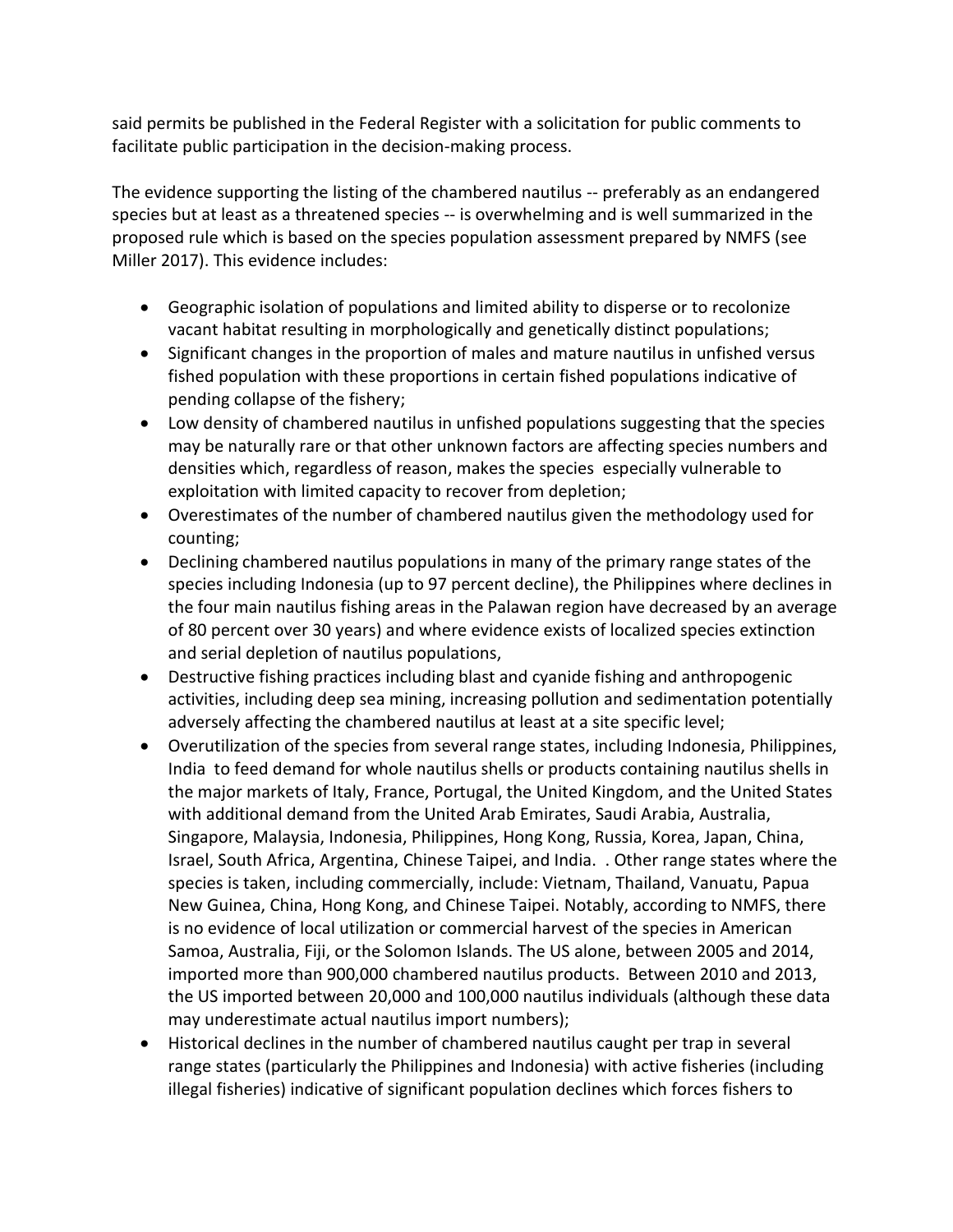said permits be published in the Federal Register with a solicitation for public comments to facilitate public participation in the decision-making process.

The evidence supporting the listing of the chambered nautilus -- preferably as an endangered species but at least as a threatened species -- is overwhelming and is well summarized in the proposed rule which is based on the species population assessment prepared by NMFS (see Miller 2017). This evidence includes:

- Geographic isolation of populations and limited ability to disperse or to recolonize vacant habitat resulting in morphologically and genetically distinct populations;
- Significant changes in the proportion of males and mature nautilus in unfished versus fished population with these proportions in certain fished populations indicative of pending collapse of the fishery;
- Low density of chambered nautilus in unfished populations suggesting that the species may be naturally rare or that other unknown factors are affecting species numbers and densities which, regardless of reason, makes the species especially vulnerable to exploitation with limited capacity to recover from depletion;
- Overestimates of the number of chambered nautilus given the methodology used for counting;
- Declining chambered nautilus populations in many of the primary range states of the species including Indonesia (up to 97 percent decline), the Philippines where declines in the four main nautilus fishing areas in the Palawan region have decreased by an average of 80 percent over 30 years) and where evidence exists of localized species extinction and serial depletion of nautilus populations,
- Destructive fishing practices including blast and cyanide fishing and anthropogenic activities, including deep sea mining, increasing pollution and sedimentation potentially adversely affecting the chambered nautilus at least at a site specific level;
- Overutilization of the species from several range states, including Indonesia, Philippines, India to feed demand for whole nautilus shells or products containing nautilus shells in the major markets of Italy, France, Portugal, the United Kingdom, and the United States with additional demand from the United Arab Emirates, Saudi Arabia, Australia, Singapore, Malaysia, Indonesia, Philippines, Hong Kong, Russia, Korea, Japan, China, Israel, South Africa, Argentina, Chinese Taipei, and India. . Other range states where the species is taken, including commercially, include: Vietnam, Thailand, Vanuatu, Papua New Guinea, China, Hong Kong, and Chinese Taipei. Notably, according to NMFS, there is no evidence of local utilization or commercial harvest of the species in American Samoa, Australia, Fiji, or the Solomon Islands. The US alone, between 2005 and 2014, imported more than 900,000 chambered nautilus products. Between 2010 and 2013, the US imported between 20,000 and 100,000 nautilus individuals (although these data may underestimate actual nautilus import numbers);
- Historical declines in the number of chambered nautilus caught per trap in several range states (particularly the Philippines and Indonesia) with active fisheries (including illegal fisheries) indicative of significant population declines which forces fishers to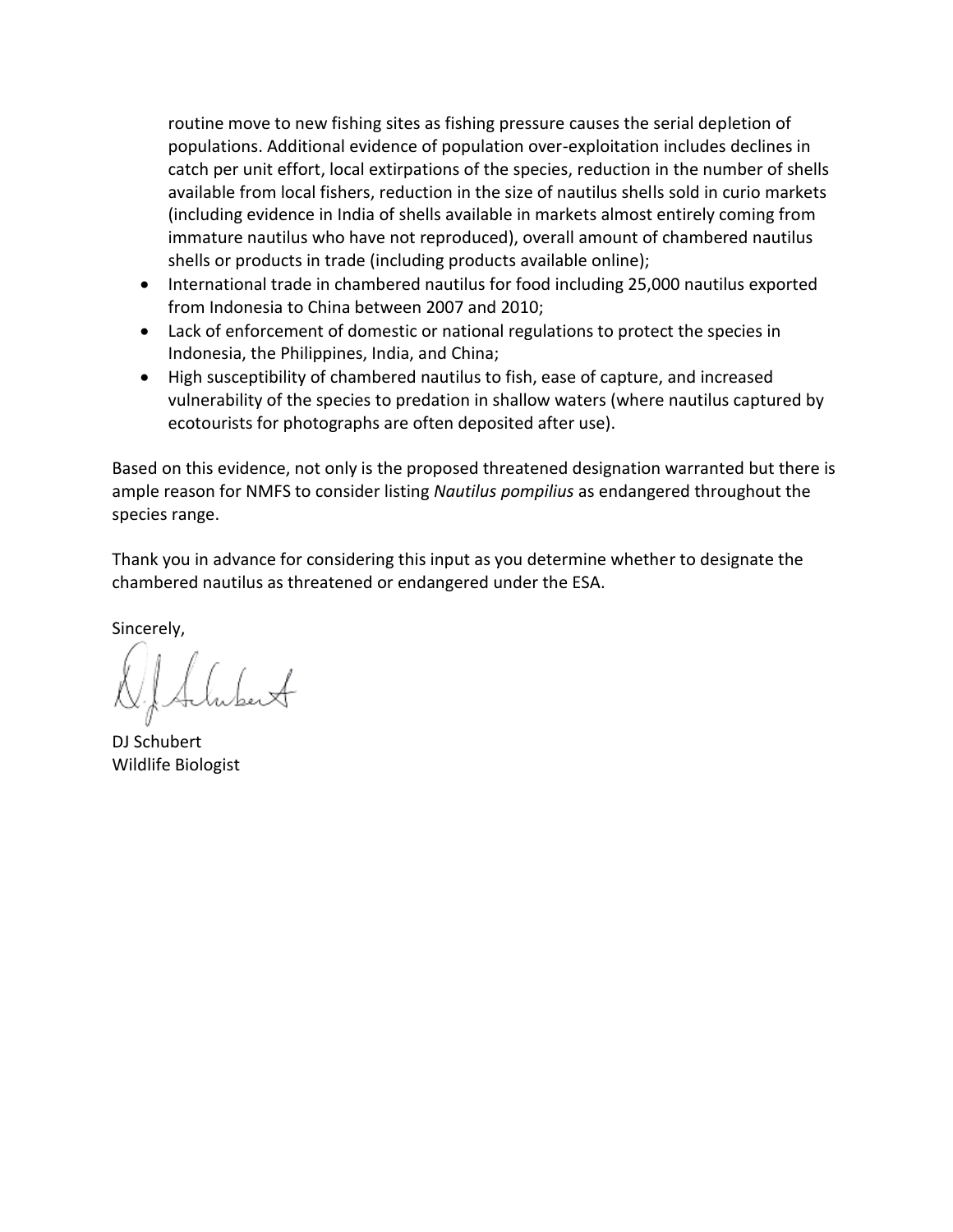routine move to new fishing sites as fishing pressure causes the serial depletion of populations. Additional evidence of population over-exploitation includes declines in catch per unit effort, local extirpations of the species, reduction in the number of shells available from local fishers, reduction in the size of nautilus shells sold in curio markets (including evidence in India of shells available in markets almost entirely coming from immature nautilus who have not reproduced), overall amount of chambered nautilus shells or products in trade (including products available online);

- International trade in chambered nautilus for food including 25,000 nautilus exported from Indonesia to China between 2007 and 2010;
- Lack of enforcement of domestic or national regulations to protect the species in Indonesia, the Philippines, India, and China;
- High susceptibility of chambered nautilus to fish, ease of capture, and increased vulnerability of the species to predation in shallow waters (where nautilus captured by ecotourists for photographs are often deposited after use).

Based on this evidence, not only is the proposed threatened designation warranted but there is ample reason for NMFS to consider listing *Nautilus pompilius* as endangered throughout the species range.

Thank you in advance for considering this input as you determine whether to designate the chambered nautilus as threatened or endangered under the ESA.

Sincerely,

DJ Schubert
Wildlife Biologist